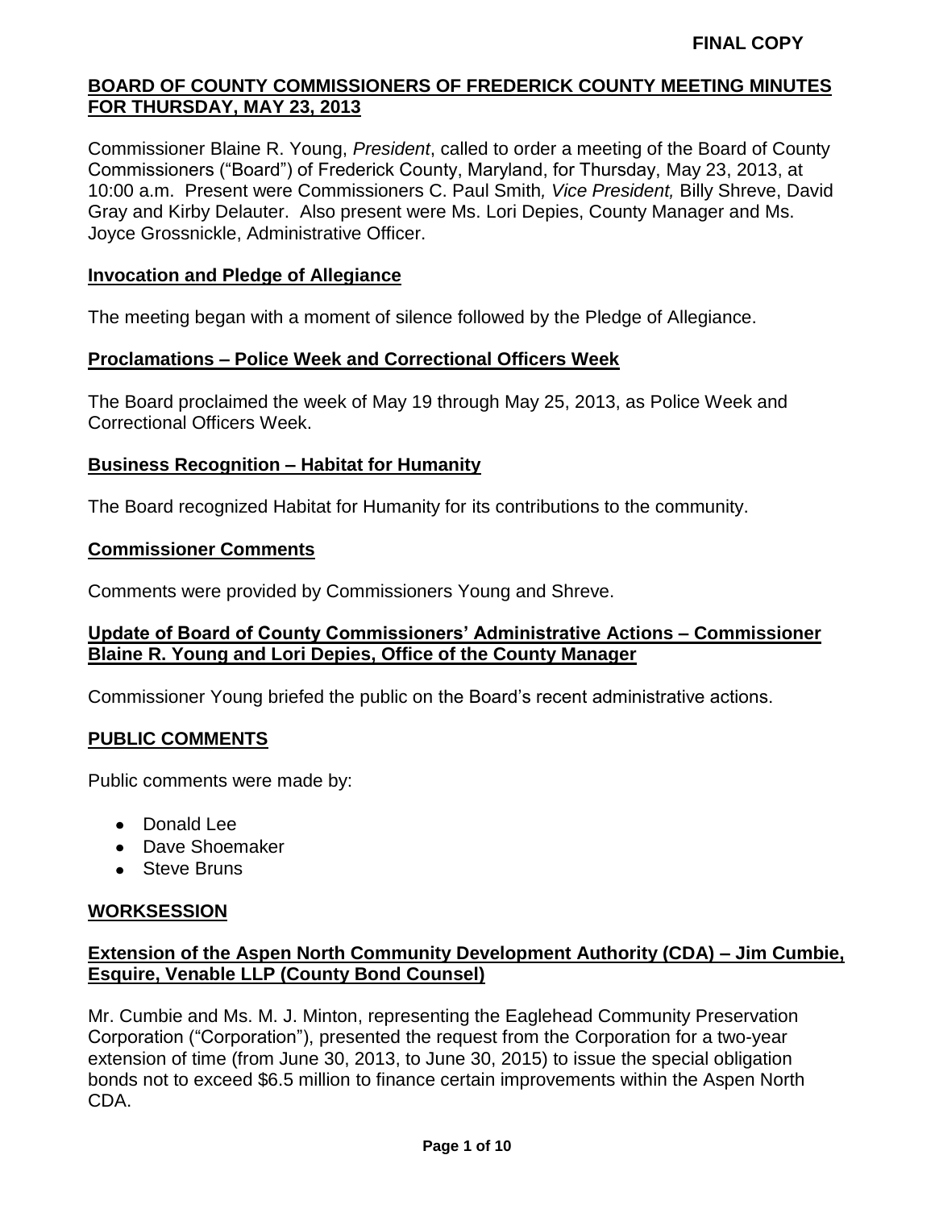**FINAL COPY**

# BOARD OF COUNTY COMMISSIONERS OF FREDERICK COUNTY MEETING MINUTES FOR THURSDAY, MAY 23, 2013

Commissioner Blaine R. Young, *President*, called to order a meeting of the Board of County Commissioners ("Board") of Frederick County, Maryland, for Thursday, May 23, 2013, at 10:00 a.m. Present were Commissioners C. Paul Smith*, Vice President,* Billy Shreve, David Gray and Kirby Delauter. Also present were Ms. Lori Depies, County Manager and Ms. Joyce Grossnickle, Administrative Officer.

## Invocation and Pledge of Allegiance

The meeting began with a moment of silence followed by the Pledge of Allegiance.

## Proclamations – Police Week and Correctional Officers Week

The Board proclaimed the week of May 19 through May 25, 2013, as Police Week and Correctional Officers Week.

## Business Recognition – Habitat for Humanity

The Board recognized Habitat for Humanity for its contributions to the community.

## Commissioner Comments

Comments were provided by Commissioners Young and Shreve.

## Update of Board of County Commissioners' Administrative Actions – Commissioner Blaine R. Young and Lori Depies, Office of the County Manager

Commissioner Young briefed the public on the Board's recent administrative actions.

## PUBLIC COMMENTS

Public comments were made by:

- Donald Lee
- Dave Shoemaker
- Steve Bruns

## WORKSESSION

## Extension of the Aspen North Community Development Authority (CDA) – Jim Cumbie, Esquire, Venable LLP (County Bond Counsel)

Mr. Cumbie and Ms. M. J. Minton, representing the Eaglehead Community Preservation Corporation ("Corporation"), presented the request from the Corporation for a two-year extension of time (from June 30, 2013, to June 30, 2015) to issue the special obligation bonds not to exceed $6.5 million to finance certain improvements within the Aspen North CDA.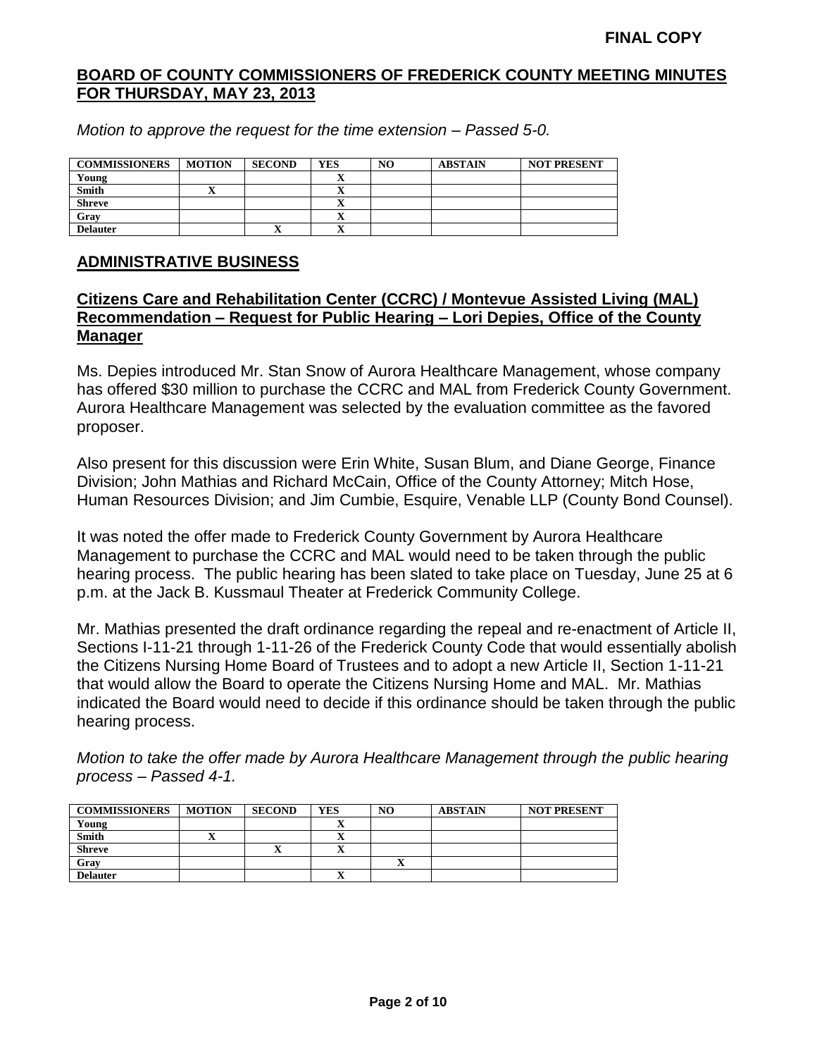**FINAL COPY**

## BOARD OF COUNTY COMMISSIONERS OF FREDERICK COUNTY MEETING MINUTES FOR THURSDAY, MAY 23, 2013

*Motion to approve the request for the time extension – Passed 5-0.*

| COMMISSIONERS | MOTION | SECOND | YES | NO | ABSTAIN | NOT PRESENT |
|---|---|---|---|---|---|---|
| Young | | | X | | | |
| Smith | X | | X | | | |
| Shreve | | | X | | | |
| Gray | | | X | | | |
| Delauter | | X | X | | | |

## ADMINISTRATIVE BUSINESS

### Citizens Care and Rehabilitation Center (CCRC) / Montevue Assisted Living (MAL) Recommendation – Request for Public Hearing – Lori Depies, Office of the County Manager

Ms. Depies introduced Mr. Stan Snow of Aurora Healthcare Management, whose company has offered $30 million to purchase the CCRC and MAL from Frederick County Government. Aurora Healthcare Management was selected by the evaluation committee as the favored proposer.

Also present for this discussion were Erin White, Susan Blum, and Diane George, Finance Division; John Mathias and Richard McCain, Office of the County Attorney; Mitch Hose, Human Resources Division; and Jim Cumbie, Esquire, Venable LLP (County Bond Counsel).

It was noted the offer made to Frederick County Government by Aurora Healthcare Management to purchase the CCRC and MAL would need to be taken through the public hearing process. The public hearing has been slated to take place on Tuesday, June 25 at 6 p.m. at the Jack B. Kussmaul Theater at Frederick Community College.

Mr. Mathias presented the draft ordinance regarding the repeal and re-enactment of Article II, Sections I-11-21 through 1-11-26 of the Frederick County Code that would essentially abolish the Citizens Nursing Home Board of Trustees and to adopt a new Article II, Section 1-11-21 that would allow the Board to operate the Citizens Nursing Home and MAL. Mr. Mathias indicated the Board would need to decide if this ordinance should be taken through the public hearing process.

*Motion to take the offer made by Aurora Healthcare Management through the public hearing process – Passed 4-1.*

| COMMISSIONERS | MOTION | SECOND | YES | NO | ABSTAIN | NOT PRESENT |
|---|---|---|---|---|---|---|
| Young | | | X | | | |
| Smith | X | | X | | | |
| Shreve | | X | X | | | |
| Gray | | | | X | | |
| Delauter | | | X | | | |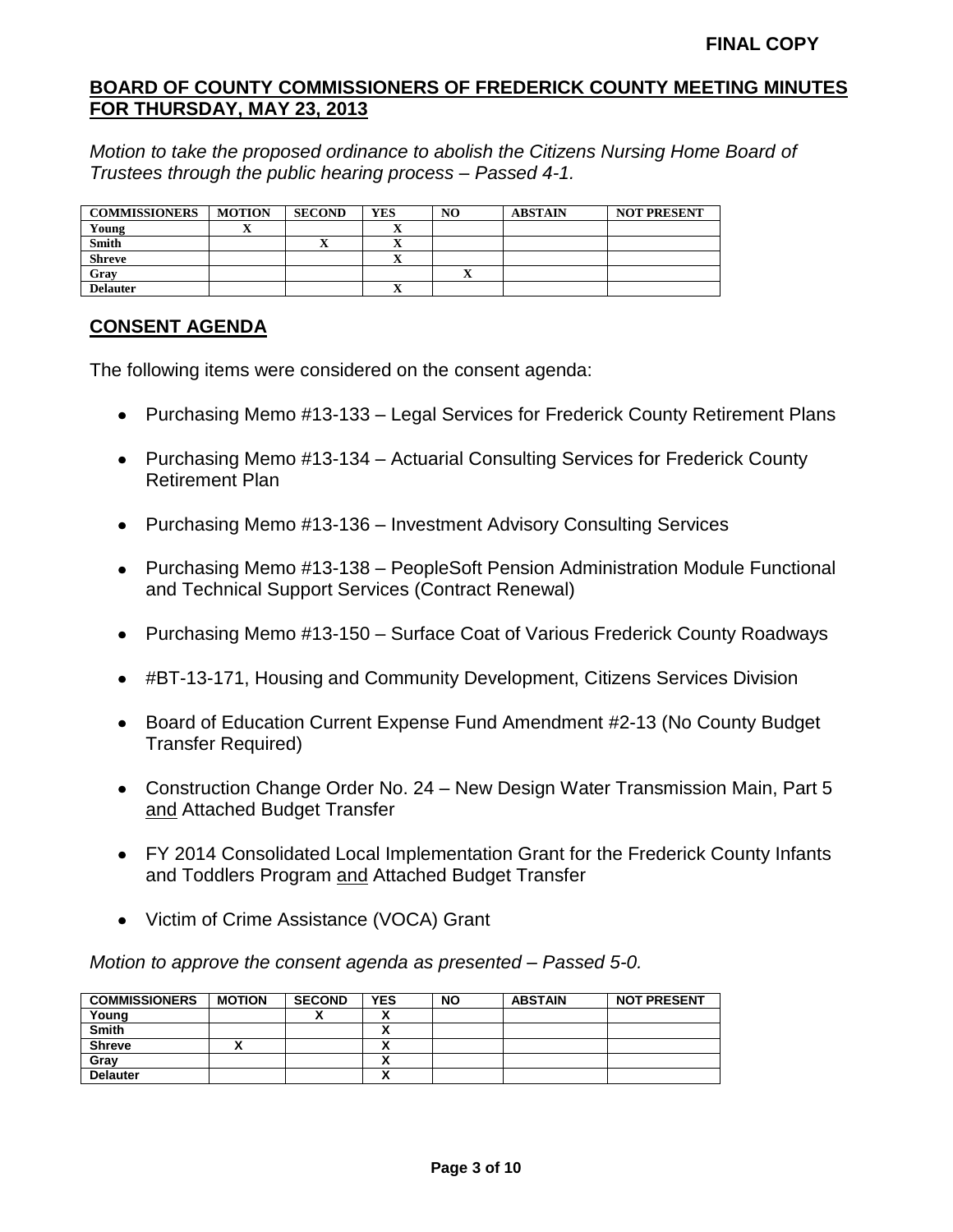**FINAL COPY**

**BOARD OF COUNTY COMMISSIONERS OF FREDERICK COUNTY MEETING MINUTES FOR THURSDAY, MAY 23, 2013**

*Motion to take the proposed ordinance to abolish the Citizens Nursing Home Board of Trustees through the public hearing process – Passed 4-1.*

| COMMISSIONERS | MOTION | SECOND | YES | NO | ABSTAIN | NOT PRESENT |
|---|---|---|---|---|---|---|
| Young | X | | X | | | |
| Smith | | X | X | | | |
| Shreve | | | X | | | |
| Gray | | | | X | | |
| Delauter | | | X | | | |

## CONSENT AGENDA

The following items were considered on the consent agenda:

- Purchasing Memo #13-133 – Legal Services for Frederick County Retirement Plans
- Purchasing Memo #13-134 – Actuarial Consulting Services for Frederick County Retirement Plan
- Purchasing Memo #13-136 – Investment Advisory Consulting Services
- Purchasing Memo #13-138 – PeopleSoft Pension Administration Module Functional and Technical Support Services (Contract Renewal)
- Purchasing Memo #13-150 – Surface Coat of Various Frederick County Roadways
- #BT-13-171, Housing and Community Development, Citizens Services Division
- Board of Education Current Expense Fund Amendment #2-13 (No County Budget Transfer Required)
- Construction Change Order No. 24 – New Design Water Transmission Main, Part 5 and Attached Budget Transfer
- FY 2014 Consolidated Local Implementation Grant for the Frederick County Infants and Toddlers Program and Attached Budget Transfer
- Victim of Crime Assistance (VOCA) Grant

*Motion to approve the consent agenda as presented – Passed 5-0.*

| COMMISSIONERS | MOTION | SECOND | YES | NO | ABSTAIN | NOT PRESENT |
|---|---|---|---|---|---|---|
| Young | | X | X | | | |
| Smith | | | X | | | |
| Shreve | X | | X | | | |
| Gray | | | X | | | |
| Delauter | | | X | | | |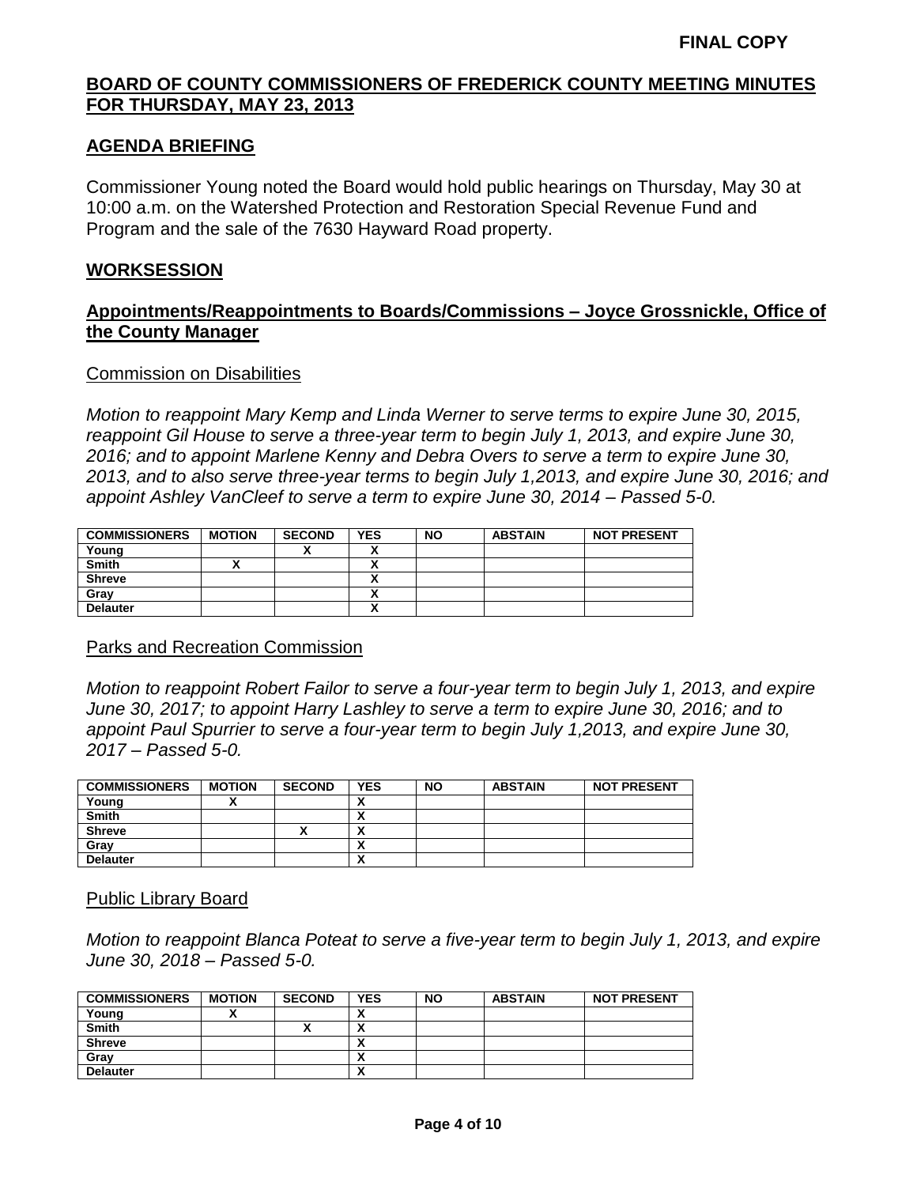**FINAL COPY**

## BOARD OF COUNTY COMMISSIONERS OF FREDERICK COUNTY MEETING MINUTES FOR THURSDAY, MAY 23, 2013

## AGENDA BRIEFING

Commissioner Young noted the Board would hold public hearings on Thursday, May 30 at 10:00 a.m. on the Watershed Protection and Restoration Special Revenue Fund and Program and the sale of the 7630 Hayward Road property.

## WORKSESSION

### Appointments/Reappointments to Boards/Commissions – Joyce Grossnickle, Office of the County Manager

Commission on Disabilities

*Motion to reappoint Mary Kemp and Linda Werner to serve terms to expire June 30, 2015, reappoint Gil House to serve a three-year term to begin July 1, 2013, and expire June 30, 2016; and to appoint Marlene Kenny and Debra Overs to serve a term to expire June 30, 2013, and to also serve three-year terms to begin July 1,2013, and expire June 30, 2016; and appoint Ashley VanCleef to serve a term to expire June 30, 2014 – Passed 5-0.*

| COMMISSIONERS | MOTION | SECOND | YES | NO | ABSTAIN | NOT PRESENT |
|---|---|---|---|---|---|---|
| Young | | X | X | | | |
| Smith | X | | X | | | |
| Shreve | | | X | | | |
| Gray | | | X | | | |
| Delauter | | | X | | | |

Parks and Recreation Commission

*Motion to reappoint Robert Failor to serve a four-year term to begin July 1, 2013, and expire June 30, 2017; to appoint Harry Lashley to serve a term to expire June 30, 2016; and to appoint Paul Spurrier to serve a four-year term to begin July 1,2013, and expire June 30, 2017 – Passed 5-0.*

| COMMISSIONERS | MOTION | SECOND | YES | NO | ABSTAIN | NOT PRESENT |
|---|---|---|---|---|---|---|
| Young | X | | X | | | |
| Smith | | | X | | | |
| Shreve | | X | X | | | |
| Gray | | | X | | | |
| Delauter | | | X | | | |

Public Library Board

*Motion to reappoint Blanca Poteat to serve a five-year term to begin July 1, 2013, and expire June 30, 2018 – Passed 5-0.*

| COMMISSIONERS | MOTION | SECOND | YES | NO | ABSTAIN | NOT PRESENT |
|---|---|---|---|---|---|---|
| Young | X | | X | | | |
| Smith | | X | X | | | |
| Shreve | | | X | | | |
| Gray | | | X | | | |
| Delauter | | | X | | | |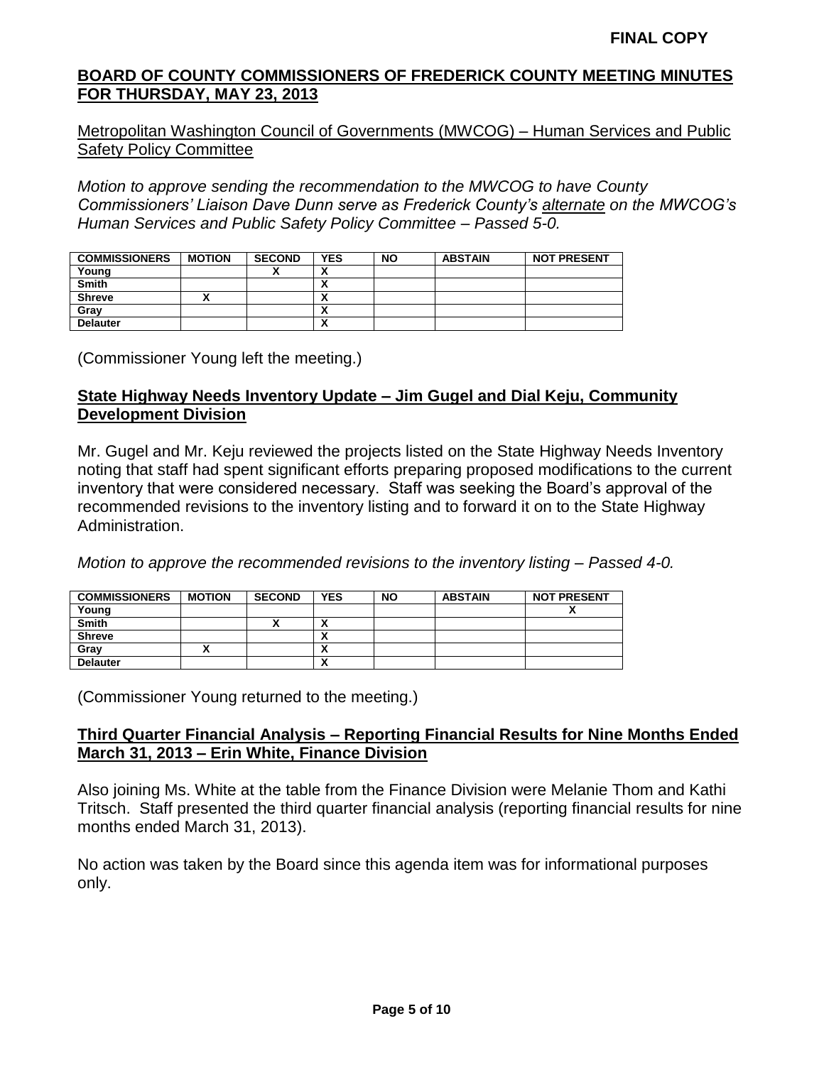**FINAL COPY**

**BOARD OF COUNTY COMMISSIONERS OF FREDERICK COUNTY MEETING MINUTES FOR THURSDAY, MAY 23, 2013**

Metropolitan Washington Council of Governments (MWCOG) – Human Services and Public Safety Policy Committee

*Motion to approve sending the recommendation to the MWCOG to have County Commissioners' Liaison Dave Dunn serve as Frederick County's alternate on the MWCOG's Human Services and Public Safety Policy Committee – Passed 5-0.*

| COMMISSIONERS | MOTION | SECOND | YES | NO | ABSTAIN | NOT PRESENT |
|---|---|---|---|---|---|---|
| Young | | X | X | | | |
| Smith | | | X | | | |
| Shreve | X | | X | | | |
| Gray | | | X | | | |
| Delauter | | | X | | | |

(Commissioner Young left the meeting.)

## State Highway Needs Inventory Update – Jim Gugel and Dial Keju, Community Development Division

Mr. Gugel and Mr. Keju reviewed the projects listed on the State Highway Needs Inventory noting that staff had spent significant efforts preparing proposed modifications to the current inventory that were considered necessary. Staff was seeking the Board's approval of the recommended revisions to the inventory listing and to forward it on to the State Highway Administration.

*Motion to approve the recommended revisions to the inventory listing – Passed 4-0.*

| COMMISSIONERS | MOTION | SECOND | YES | NO | ABSTAIN | NOT PRESENT |
|---|---|---|---|---|---|---|
| Young | | | | | | X |
| Smith | | X | X | | | |
| Shreve | | | X | | | |
| Gray | X | | X | | | |
| Delauter | | | X | | | |

(Commissioner Young returned to the meeting.)

## Third Quarter Financial Analysis – Reporting Financial Results for Nine Months Ended March 31, 2013 – Erin White, Finance Division

Also joining Ms. White at the table from the Finance Division were Melanie Thom and Kathi Tritsch. Staff presented the third quarter financial analysis (reporting financial results for nine months ended March 31, 2013).

No action was taken by the Board since this agenda item was for informational purposes only.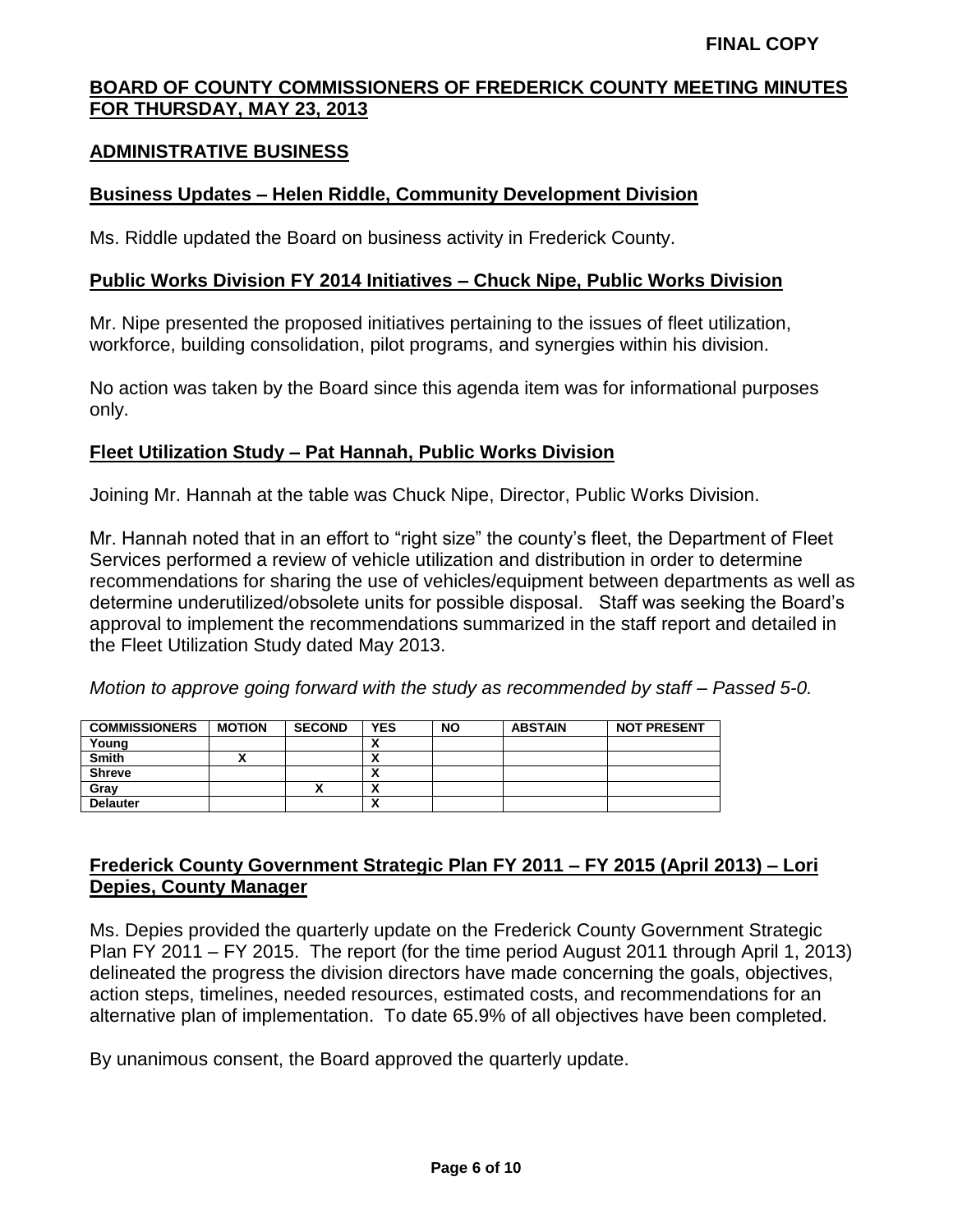**FINAL COPY**

## BOARD OF COUNTY COMMISSIONERS OF FREDERICK COUNTY MEETING MINUTES FOR THURSDAY, MAY 23, 2013

## ADMINISTRATIVE BUSINESS

### Business Updates – Helen Riddle, Community Development Division

Ms. Riddle updated the Board on business activity in Frederick County.

### Public Works Division FY 2014 Initiatives – Chuck Nipe, Public Works Division

Mr. Nipe presented the proposed initiatives pertaining to the issues of fleet utilization, workforce, building consolidation, pilot programs, and synergies within his division.

No action was taken by the Board since this agenda item was for informational purposes only.

### Fleet Utilization Study – Pat Hannah, Public Works Division

Joining Mr. Hannah at the table was Chuck Nipe, Director, Public Works Division.

Mr. Hannah noted that in an effort to "right size" the county's fleet, the Department of Fleet Services performed a review of vehicle utilization and distribution in order to determine recommendations for sharing the use of vehicles/equipment between departments as well as determine underutilized/obsolete units for possible disposal. Staff was seeking the Board's approval to implement the recommendations summarized in the staff report and detailed in the Fleet Utilization Study dated May 2013.

*Motion to approve going forward with the study as recommended by staff – Passed 5-0.*

| COMMISSIONERS | MOTION | SECOND | YES | NO | ABSTAIN | NOT PRESENT |
|---|---|---|---|---|---|---|
| Young | | | X | | | |
| Smith | X | | X | | | |
| Shreve | | | X | | | |
| Gray | | X | X | | | |
| Delauter | | | X | | | |

### Frederick County Government Strategic Plan FY 2011 – FY 2015 (April 2013) – Lori Depies, County Manager

Ms. Depies provided the quarterly update on the Frederick County Government Strategic Plan FY 2011 – FY 2015. The report (for the time period August 2011 through April 1, 2013) delineated the progress the division directors have made concerning the goals, objectives, action steps, timelines, needed resources, estimated costs, and recommendations for an alternative plan of implementation. To date 65.9% of all objectives have been completed.

By unanimous consent, the Board approved the quarterly update.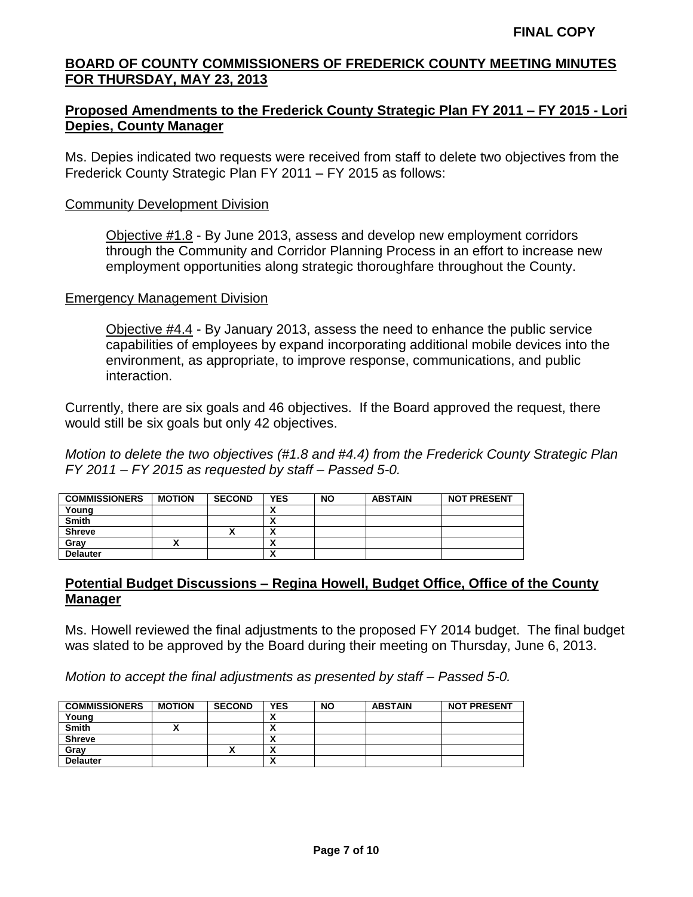**FINAL COPY**

## BOARD OF COUNTY COMMISSIONERS OF FREDERICK COUNTY MEETING MINUTES FOR THURSDAY, MAY 23, 2013

### Proposed Amendments to the Frederick County Strategic Plan FY 2011 – FY 2015 - Lori Depies, County Manager

Ms. Depies indicated two requests were received from staff to delete two objectives from the Frederick County Strategic Plan FY 2011 – FY 2015 as follows:

Community Development Division

> Objective #1.8 - By June 2013, assess and develop new employment corridors through the Community and Corridor Planning Process in an effort to increase new employment opportunities along strategic thoroughfare throughout the County.

Emergency Management Division

> Objective #4.4 - By January 2013, assess the need to enhance the public service capabilities of employees by expand incorporating additional mobile devices into the environment, as appropriate, to improve response, communications, and public interaction.

Currently, there are six goals and 46 objectives. If the Board approved the request, there would still be six goals but only 42 objectives.

*Motion to delete the two objectives (#1.8 and #4.4) from the Frederick County Strategic Plan FY 2011 – FY 2015 as requested by staff – Passed 5-0.*

| COMMISSIONERS | MOTION | SECOND | YES | NO | ABSTAIN | NOT PRESENT |
|---|---|---|---|---|---|---|
| Young | | | X | | | |
| Smith | | | X | | | |
| Shreve | | X | X | | | |
| Gray | X | | X | | | |
| Delauter | | | X | | | |

### Potential Budget Discussions – Regina Howell, Budget Office, Office of the County Manager

Ms. Howell reviewed the final adjustments to the proposed FY 2014 budget. The final budget was slated to be approved by the Board during their meeting on Thursday, June 6, 2013.

*Motion to accept the final adjustments as presented by staff – Passed 5-0.*

| COMMISSIONERS | MOTION | SECOND | YES | NO | ABSTAIN | NOT PRESENT |
|---|---|---|---|---|---|---|
| Young | | | X | | | |
| Smith | X | | X | | | |
| Shreve | | | X | | | |
| Gray | | X | X | | | |
| Delauter | | | X | | | |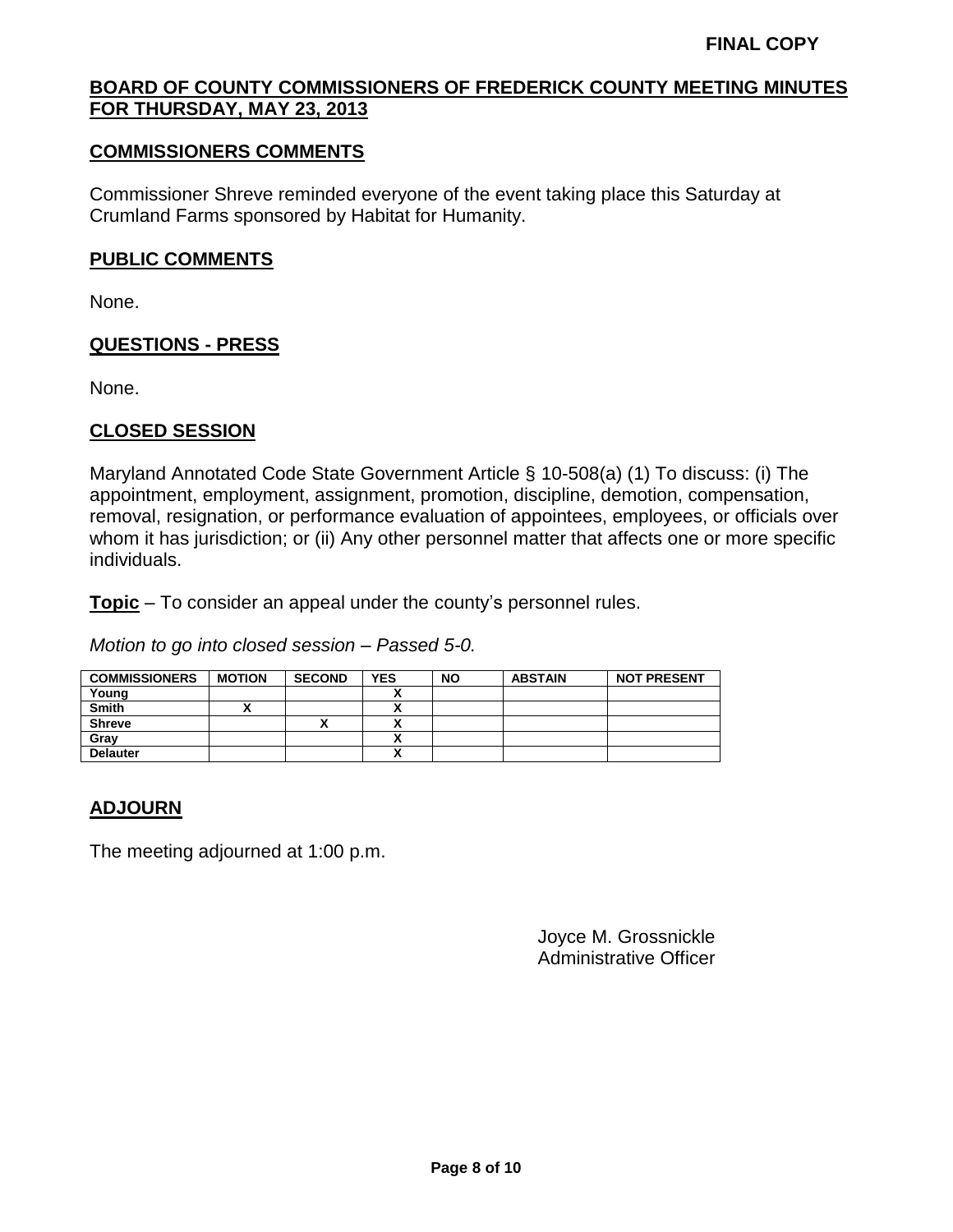**FINAL COPY**

## BOARD OF COUNTY COMMISSIONERS OF FREDERICK COUNTY MEETING MINUTES FOR THURSDAY, MAY 23, 2013

## COMMISSIONERS COMMENTS

Commissioner Shreve reminded everyone of the event taking place this Saturday at Crumland Farms sponsored by Habitat for Humanity.

## PUBLIC COMMENTS

None.

## QUESTIONS - PRESS

None.

## CLOSED SESSION

Maryland Annotated Code State Government Article § 10-508(a) (1) To discuss: (i) The appointment, employment, assignment, promotion, discipline, demotion, compensation, removal, resignation, or performance evaluation of appointees, employees, or officials over whom it has jurisdiction; or (ii) Any other personnel matter that affects one or more specific individuals.

**Topic** – To consider an appeal under the county's personnel rules.

*Motion to go into closed session – Passed 5-0.*

| COMMISSIONERS | MOTION | SECOND | YES | NO | ABSTAIN | NOT PRESENT |
|---|---|---|---|---|---|---|
| Young | | | X | | | |
| Smith | X | | X | | | |
| Shreve | | X | X | | | |
| Gray | | | X | | | |
| Delauter | | | X | | | |

## ADJOURN

The meeting adjourned at 1:00 p.m.

Joyce M. Grossnickle
Administrative Officer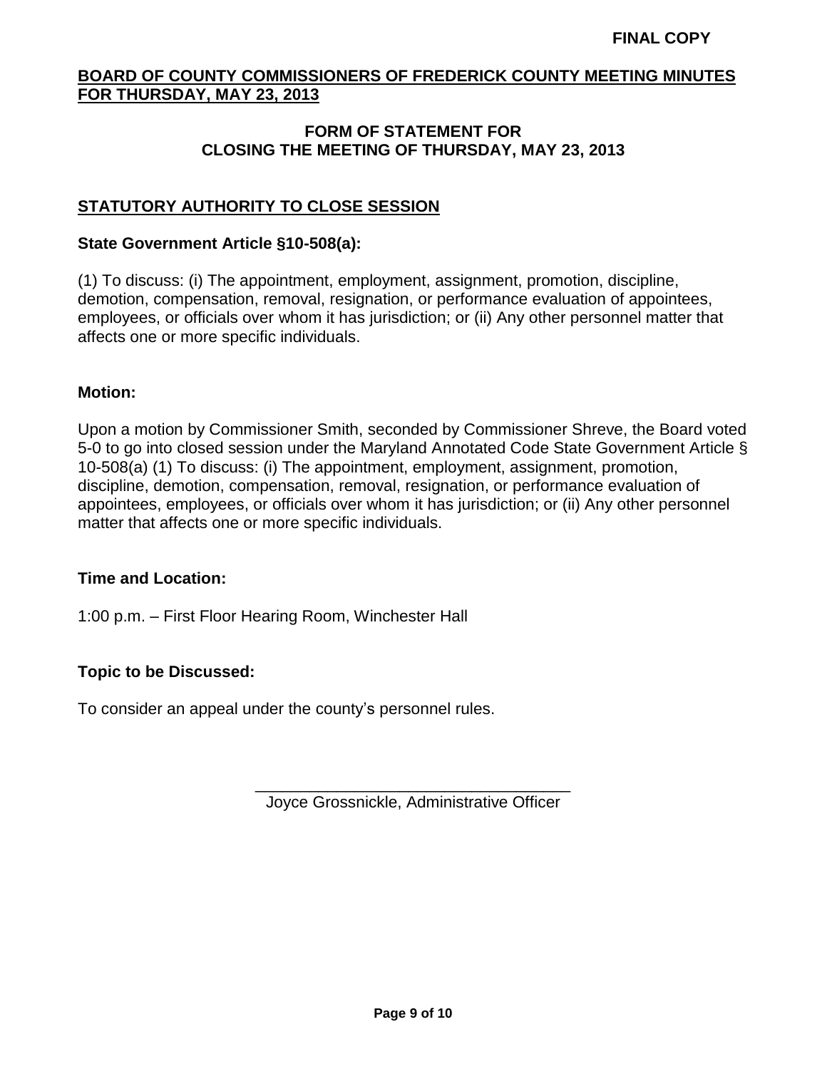**FINAL COPY**

## BOARD OF COUNTY COMMISSIONERS OF FREDERICK COUNTY MEETING MINUTES FOR THURSDAY, MAY 23, 2013

### FORM OF STATEMENT FOR CLOSING THE MEETING OF THURSDAY, MAY 23, 2013

### STATUTORY AUTHORITY TO CLOSE SESSION

**State Government Article §10-508(a):**

(1) To discuss: (i) The appointment, employment, assignment, promotion, discipline, demotion, compensation, removal, resignation, or performance evaluation of appointees, employees, or officials over whom it has jurisdiction; or (ii) Any other personnel matter that affects one or more specific individuals.

**Motion:**

Upon a motion by Commissioner Smith, seconded by Commissioner Shreve, the Board voted 5-0 to go into closed session under the Maryland Annotated Code State Government Article § 10-508(a) (1) To discuss: (i) The appointment, employment, assignment, promotion, discipline, demotion, compensation, removal, resignation, or performance evaluation of appointees, employees, or officials over whom it has jurisdiction; or (ii) Any other personnel matter that affects one or more specific individuals.

**Time and Location:**

1:00 p.m. – First Floor Hearing Room, Winchester Hall

**Topic to be Discussed:**

To consider an appeal under the county's personnel rules.

\_\_\_\_\_\_\_\_\_\_\_\_\_\_\_\_\_\_\_\_\_\_\_\_\_\_\_\_\_\_\_\_\_\_\_\_
Joyce Grossnickle, Administrative Officer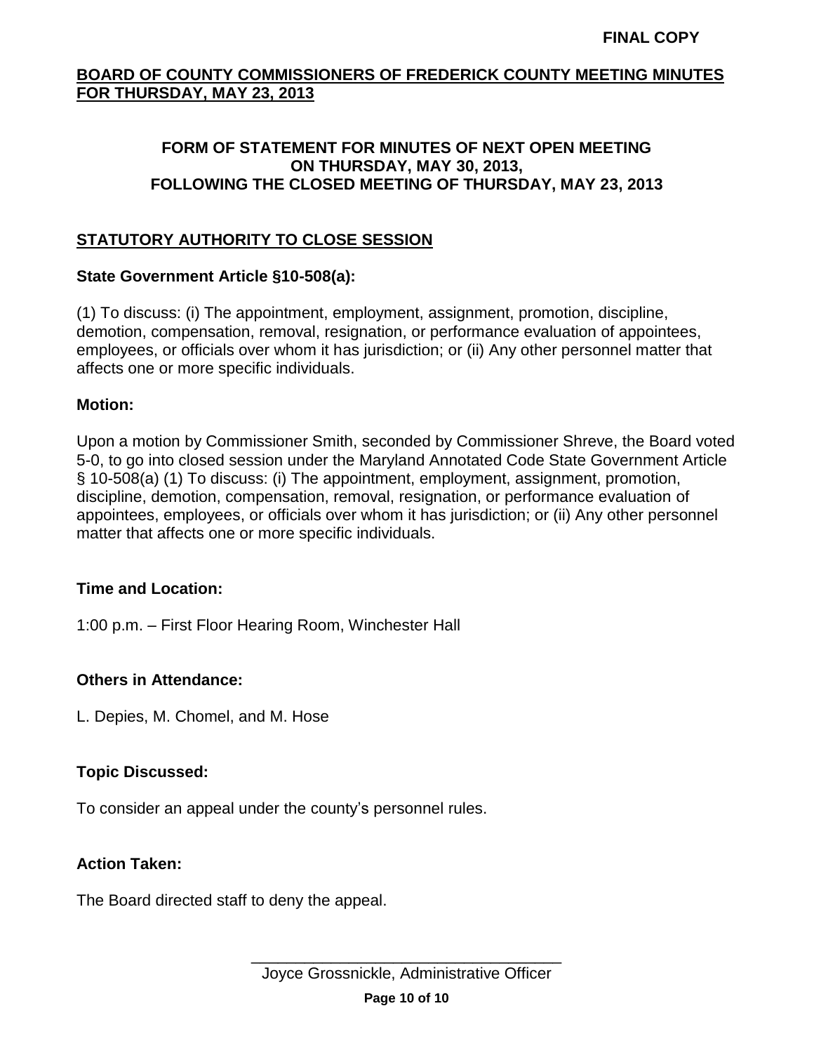**FINAL COPY**

**BOARD OF COUNTY COMMISSIONERS OF FREDERICK COUNTY MEETING MINUTES FOR THURSDAY, MAY 23, 2013**

**FORM OF STATEMENT FOR MINUTES OF NEXT OPEN MEETING ON THURSDAY, MAY 30, 2013, FOLLOWING THE CLOSED MEETING OF THURSDAY, MAY 23, 2013**

## STATUTORY AUTHORITY TO CLOSE SESSION

### State Government Article §10-508(a):

(1) To discuss: (i) The appointment, employment, assignment, promotion, discipline, demotion, compensation, removal, resignation, or performance evaluation of appointees, employees, or officials over whom it has jurisdiction; or (ii) Any other personnel matter that affects one or more specific individuals.

### Motion:

Upon a motion by Commissioner Smith, seconded by Commissioner Shreve, the Board voted 5-0, to go into closed session under the Maryland Annotated Code State Government Article § 10-508(a) (1) To discuss: (i) The appointment, employment, assignment, promotion, discipline, demotion, compensation, removal, resignation, or performance evaluation of appointees, employees, or officials over whom it has jurisdiction; or (ii) Any other personnel matter that affects one or more specific individuals.

### Time and Location:

1:00 p.m. – First Floor Hearing Room, Winchester Hall

### Others in Attendance:

L. Depies, M. Chomel, and M. Hose

### Topic Discussed:

To consider an appeal under the county's personnel rules.

### Action Taken:

The Board directed staff to deny the appeal.

\_\_\_\_\_\_\_\_\_\_\_\_\_\_\_\_\_\_\_\_\_\_\_\_\_\_\_\_\_\_\_\_\_\_\_\_

Joyce Grossnickle, Administrative Officer